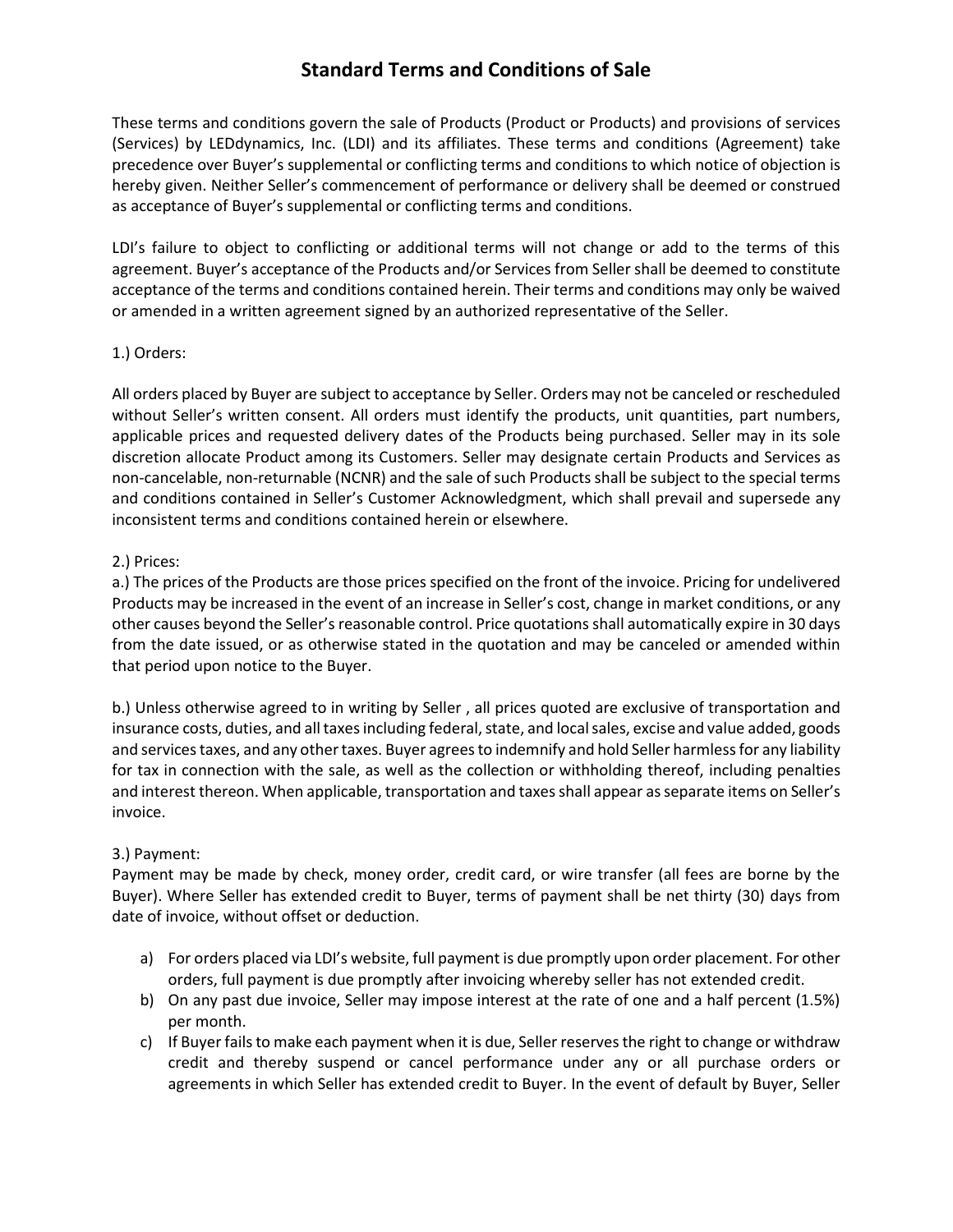# Standard Terms and Conditions of Sale

These terms and conditions govern the sale of Products (Product or Products) and provisions of services (Services) by LEDdynamics, Inc. (LDI) and its affiliates. These terms and conditions (Agreement) take precedence over Buyer's supplemental or conflicting terms and conditions to which notice of objection is hereby given. Neither Seller's commencement of performance or delivery shall be deemed or construed as acceptance of Buyer's supplemental or conflicting terms and conditions.

LDI's failure to object to conflicting or additional terms will not change or add to the terms of this agreement. Buyer's acceptance of the Products and/or Services from Seller shall be deemed to constitute acceptance of the terms and conditions contained herein. Their terms and conditions may only be waived or amended in a written agreement signed by an authorized representative of the Seller.

1.) Orders:

All orders placed by Buyer are subject to acceptance by Seller. Orders may not be canceled or rescheduled without Seller's written consent. All orders must identify the products, unit quantities, part numbers, applicable prices and requested delivery dates of the Products being purchased. Seller may in its sole discretion allocate Product among its Customers. Seller may designate certain Products and Services as non-cancelable, non-returnable (NCNR) and the sale of such Products shall be subject to the special terms and conditions contained in Seller's Customer Acknowledgment, which shall prevail and supersede any inconsistent terms and conditions contained herein or elsewhere.

2.) Prices:

a.) The prices of the Products are those prices specified on the front of the invoice. Pricing for undelivered Products may be increased in the event of an increase in Seller's cost, change in market conditions, or any other causes beyond the Seller's reasonable control. Price quotations shall automatically expire in 30 days from the date issued, or as otherwise stated in the quotation and may be canceled or amended within that period upon notice to the Buyer.

b.) Unless otherwise agreed to in writing by Seller , all prices quoted are exclusive of transportation and insurance costs, duties, and all taxes including federal, state, and local sales, excise and value added, goods and services taxes, and any other taxes. Buyer agrees to indemnify and hold Seller harmless for any liability for tax in connection with the sale, as well as the collection or withholding thereof, including penalties and interest thereon. When applicable, transportation and taxes shall appear as separate items on Seller's invoice.

3.) Payment:

Payment may be made by check, money order, credit card, or wire transfer (all fees are borne by the Buyer). Where Seller has extended credit to Buyer, terms of payment shall be net thirty (30) days from date of invoice, without offset or deduction.

a) For orders placed via LDI's website, full payment is due promptly upon order placement. For other orders, full payment is due promptly after invoicing whereby seller has not extended credit.
b) On any past due invoice, Seller may impose interest at the rate of one and a half percent (1.5%) per month.
c) If Buyer fails to make each payment when it is due, Seller reserves the right to change or withdraw credit and thereby suspend or cancel performance under any or all purchase orders or agreements in which Seller has extended credit to Buyer. In the event of default by Buyer, Seller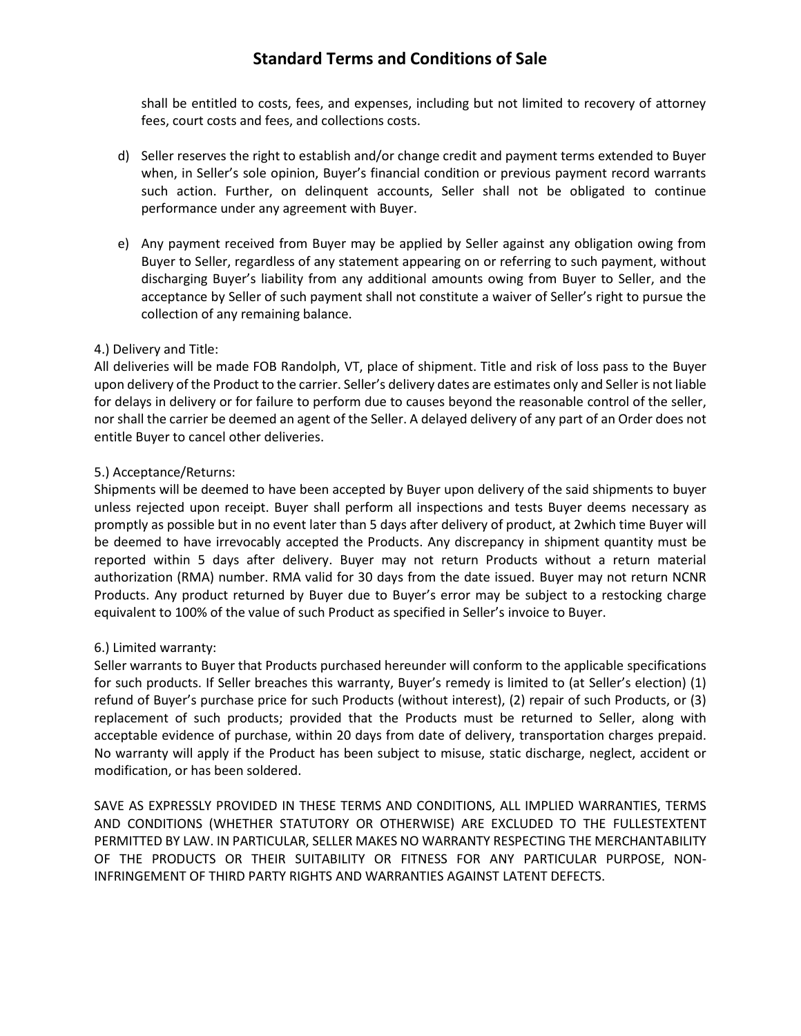shall be entitled to costs, fees, and expenses, including but not limited to recovery of attorney fees, court costs and fees, and collections costs.

d) Seller reserves the right to establish and/or change credit and payment terms extended to Buyer when, in Seller's sole opinion, Buyer's financial condition or previous payment record warrants such action. Further, on delinquent accounts, Seller shall not be obligated to continue performance under any agreement with Buyer.

e) Any payment received from Buyer may be applied by Seller against any obligation owing from Buyer to Seller, regardless of any statement appearing on or referring to such payment, without discharging Buyer's liability from any additional amounts owing from Buyer to Seller, and the acceptance by Seller of such payment shall not constitute a waiver of Seller's right to pursue the collection of any remaining balance.

4.) Delivery and Title:
All deliveries will be made FOB Randolph, VT, place of shipment. Title and risk of loss pass to the Buyer upon delivery of the Product to the carrier. Seller's delivery dates are estimates only and Seller is not liable for delays in delivery or for failure to perform due to causes beyond the reasonable control of the seller, nor shall the carrier be deemed an agent of the Seller. A delayed delivery of any part of an Order does not entitle Buyer to cancel other deliveries.

5.) Acceptance/Returns:
Shipments will be deemed to have been accepted by Buyer upon delivery of the said shipments to buyer unless rejected upon receipt. Buyer shall perform all inspections and tests Buyer deems necessary as promptly as possible but in no event later than 5 days after delivery of product, at 2which time Buyer will be deemed to have irrevocably accepted the Products. Any discrepancy in shipment quantity must be reported within 5 days after delivery. Buyer may not return Products without a return material authorization (RMA) number. RMA valid for 30 days from the date issued. Buyer may not return NCNR Products. Any product returned by Buyer due to Buyer's error may be subject to a restocking charge equivalent to 100% of the value of such Product as specified in Seller's invoice to Buyer.

6.) Limited warranty:
Seller warrants to Buyer that Products purchased hereunder will conform to the applicable specifications for such products. If Seller breaches this warranty, Buyer's remedy is limited to (at Seller's election) (1) refund of Buyer's purchase price for such Products (without interest), (2) repair of such Products, or (3) replacement of such products; provided that the Products must be returned to Seller, along with acceptable evidence of purchase, within 20 days from date of delivery, transportation charges prepaid. No warranty will apply if the Product has been subject to misuse, static discharge, neglect, accident or modification, or has been soldered.

SAVE AS EXPRESSLY PROVIDED IN THESE TERMS AND CONDITIONS, ALL IMPLIED WARRANTIES, TERMS AND CONDITIONS (WHETHER STATUTORY OR OTHERWISE) ARE EXCLUDED TO THE FULLESTEXTENT PERMITTED BY LAW. IN PARTICULAR, SELLER MAKES NO WARRANTY RESPECTING THE MERCHANTABILITY OF THE PRODUCTS OR THEIR SUITABILITY OR FITNESS FOR ANY PARTICULAR PURPOSE, NON-INFRINGEMENT OF THIRD PARTY RIGHTS AND WARRANTIES AGAINST LATENT DEFECTS.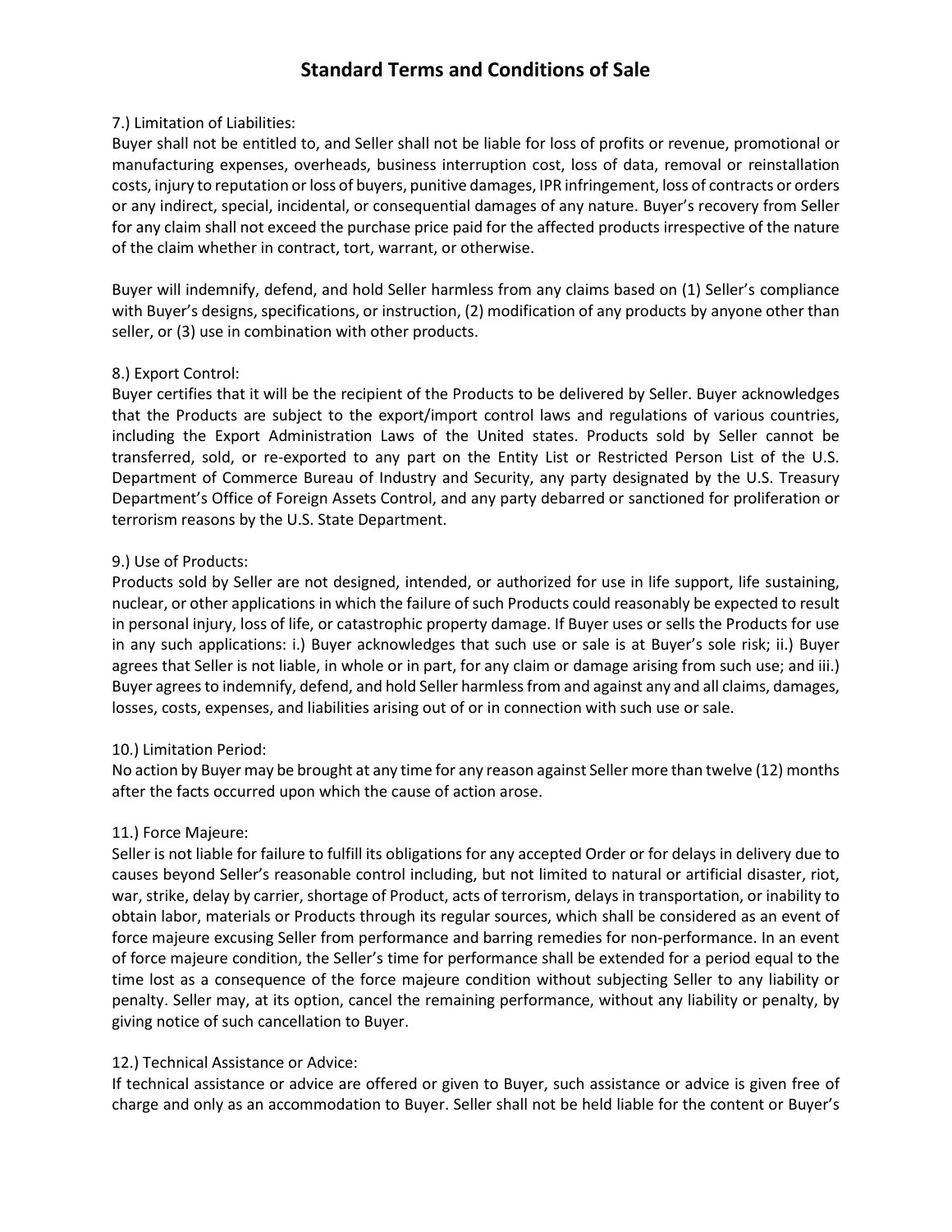# Standard Terms and Conditions of Sale

7.) Limitation of Liabilities:
Buyer shall not be entitled to, and Seller shall not be liable for loss of profits or revenue, promotional or manufacturing expenses, overheads, business interruption cost, loss of data, removal or reinstallation costs, injury to reputation or loss of buyers, punitive damages, IPR infringement, loss of contracts or orders or any indirect, special, incidental, or consequential damages of any nature. Buyer's recovery from Seller for any claim shall not exceed the purchase price paid for the affected products irrespective of the nature of the claim whether in contract, tort, warrant, or otherwise.

Buyer will indemnify, defend, and hold Seller harmless from any claims based on (1) Seller's compliance with Buyer's designs, specifications, or instruction, (2) modification of any products by anyone other than seller, or (3) use in combination with other products.

8.) Export Control:
Buyer certifies that it will be the recipient of the Products to be delivered by Seller. Buyer acknowledges that the Products are subject to the export/import control laws and regulations of various countries, including the Export Administration Laws of the United states. Products sold by Seller cannot be transferred, sold, or re-exported to any part on the Entity List or Restricted Person List of the U.S. Department of Commerce Bureau of Industry and Security, any party designated by the U.S. Treasury Department's Office of Foreign Assets Control, and any party debarred or sanctioned for proliferation or terrorism reasons by the U.S. State Department.

9.) Use of Products:
Products sold by Seller are not designed, intended, or authorized for use in life support, life sustaining, nuclear, or other applications in which the failure of such Products could reasonably be expected to result in personal injury, loss of life, or catastrophic property damage. If Buyer uses or sells the Products for use in any such applications: i.) Buyer acknowledges that such use or sale is at Buyer's sole risk; ii.) Buyer agrees that Seller is not liable, in whole or in part, for any claim or damage arising from such use; and iii.) Buyer agrees to indemnify, defend, and hold Seller harmless from and against any and all claims, damages, losses, costs, expenses, and liabilities arising out of or in connection with such use or sale.

10.) Limitation Period:
No action by Buyer may be brought at any time for any reason against Seller more than twelve (12) months after the facts occurred upon which the cause of action arose.

11.) Force Majeure:
Seller is not liable for failure to fulfill its obligations for any accepted Order or for delays in delivery due to causes beyond Seller's reasonable control including, but not limited to natural or artificial disaster, riot, war, strike, delay by carrier, shortage of Product, acts of terrorism, delays in transportation, or inability to obtain labor, materials or Products through its regular sources, which shall be considered as an event of force majeure excusing Seller from performance and barring remedies for non-performance. In an event of force majeure condition, the Seller's time for performance shall be extended for a period equal to the time lost as a consequence of the force majeure condition without subjecting Seller to any liability or penalty. Seller may, at its option, cancel the remaining performance, without any liability or penalty, by giving notice of such cancellation to Buyer.

12.) Technical Assistance or Advice:
If technical assistance or advice are offered or given to Buyer, such assistance or advice is given free of charge and only as an accommodation to Buyer. Seller shall not be held liable for the content or Buyer's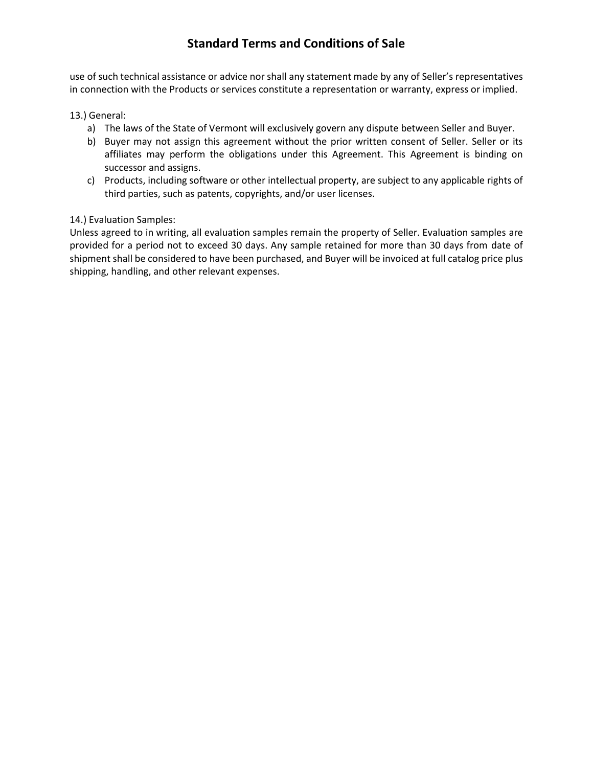use of such technical assistance or advice nor shall any statement made by any of Seller's representatives in connection with the Products or services constitute a representation or warranty, express or implied.

13.) General:

a) The laws of the State of Vermont will exclusively govern any dispute between Seller and Buyer.
b) Buyer may not assign this agreement without the prior written consent of Seller. Seller or its affiliates may perform the obligations under this Agreement. This Agreement is binding on successor and assigns.
c) Products, including software or other intellectual property, are subject to any applicable rights of third parties, such as patents, copyrights, and/or user licenses.

14.) Evaluation Samples:

Unless agreed to in writing, all evaluation samples remain the property of Seller. Evaluation samples are provided for a period not to exceed 30 days. Any sample retained for more than 30 days from date of shipment shall be considered to have been purchased, and Buyer will be invoiced at full catalog price plus shipping, handling, and other relevant expenses.